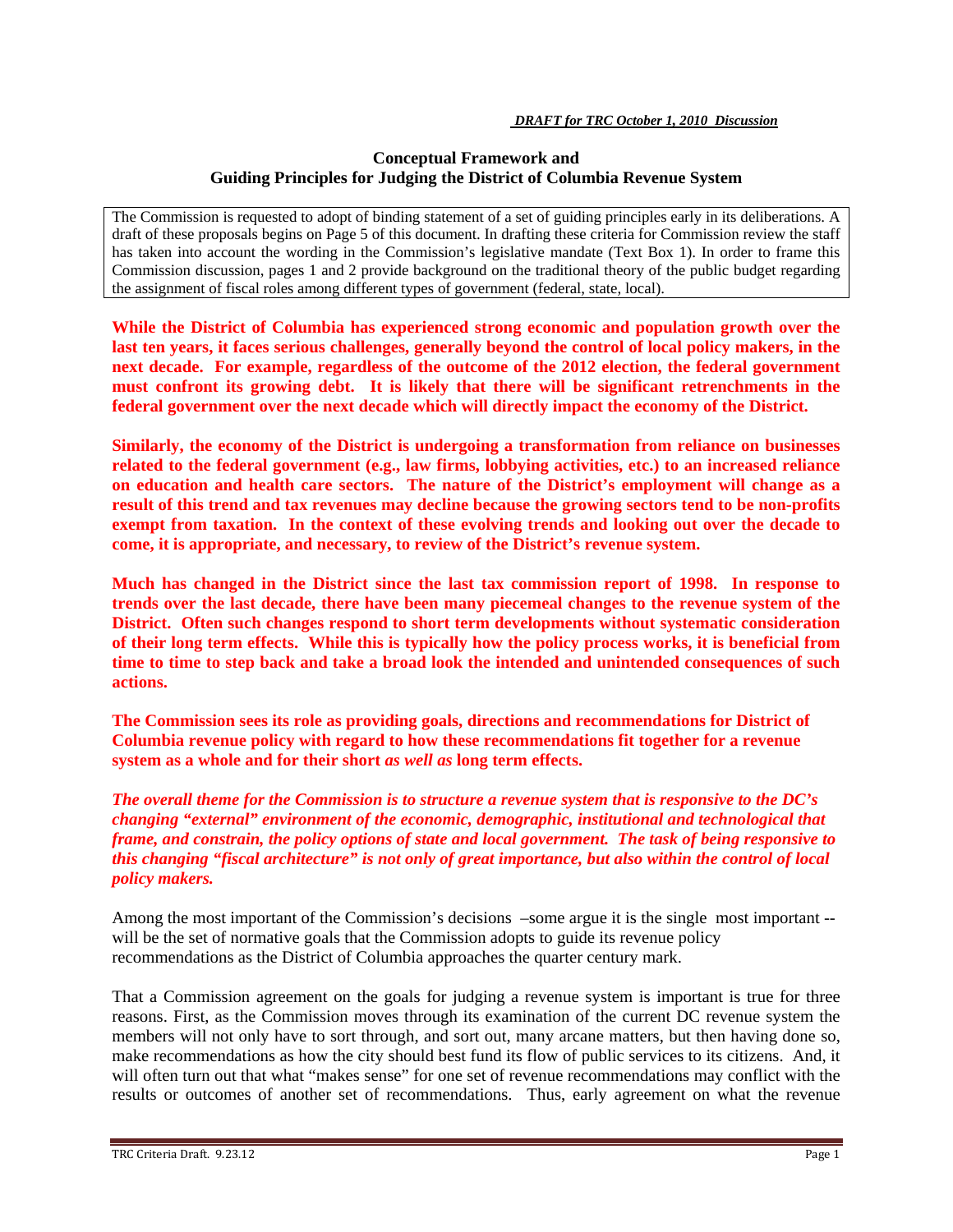*DRAFT for TRC October 1, 2010 Discussion*

## Conceptual Framework and Guiding Principles for Judging the District of Columbia Revenue System

The Commission is requested to adopt of binding statement of a set of guiding principles early in its deliberations. A draft of these proposals begins on Page 5 of this document. In drafting these criteria for Commission review the staff has taken into account the wording in the Commission's legislative mandate (Text Box 1). In order to frame this Commission discussion, pages 1 and 2 provide background on the traditional theory of the public budget regarding the assignment of fiscal roles among different types of government (federal, state, local).

**While the District of Columbia has experienced strong economic and population growth over the last ten years, it faces serious challenges, generally beyond the control of local policy makers, in the next decade. For example, regardless of the outcome of the 2012 election, the federal government must confront its growing debt. It is likely that there will be significant retrenchments in the federal government over the next decade which will directly impact the economy of the District.**

**Similarly, the economy of the District is undergoing a transformation from reliance on businesses related to the federal government (e.g., law firms, lobbying activities, etc.) to an increased reliance on education and health care sectors. The nature of the District's employment will change as a result of this trend and tax revenues may decline because the growing sectors tend to be non-profits exempt from taxation. In the context of these evolving trends and looking out over the decade to come, it is appropriate, and necessary, to review of the District's revenue system.**

**Much has changed in the District since the last tax commission report of 1998. In response to trends over the last decade, there have been many piecemeal changes to the revenue system of the District. Often such changes respond to short term developments without systematic consideration of their long term effects. While this is typically how the policy process works, it is beneficial from time to time to step back and take a broad look the intended and unintended consequences of such actions.**

**The Commission sees its role as providing goals, directions and recommendations for District of Columbia revenue policy with regard to how these recommendations fit together for a revenue system as a whole and for their short *as well as* long term effects.**

***The overall theme for the Commission is to structure a revenue system that is responsive to the DC's changing "external" environment of the economic, demographic, institutional and technological that frame, and constrain, the policy options of state and local government. The task of being responsive to this changing "fiscal architecture" is not only of great importance, but also within the control of local policy makers.***

Among the most important of the Commission's decisions –some argue it is the single most important -- will be the set of normative goals that the Commission adopts to guide its revenue policy recommendations as the District of Columbia approaches the quarter century mark.

That a Commission agreement on the goals for judging a revenue system is important is true for three reasons. First, as the Commission moves through its examination of the current DC revenue system the members will not only have to sort through, and sort out, many arcane matters, but then having done so, make recommendations as how the city should best fund its flow of public services to its citizens. And, it will often turn out that what "makes sense" for one set of revenue recommendations may conflict with the results or outcomes of another set of recommendations. Thus, early agreement on what the revenue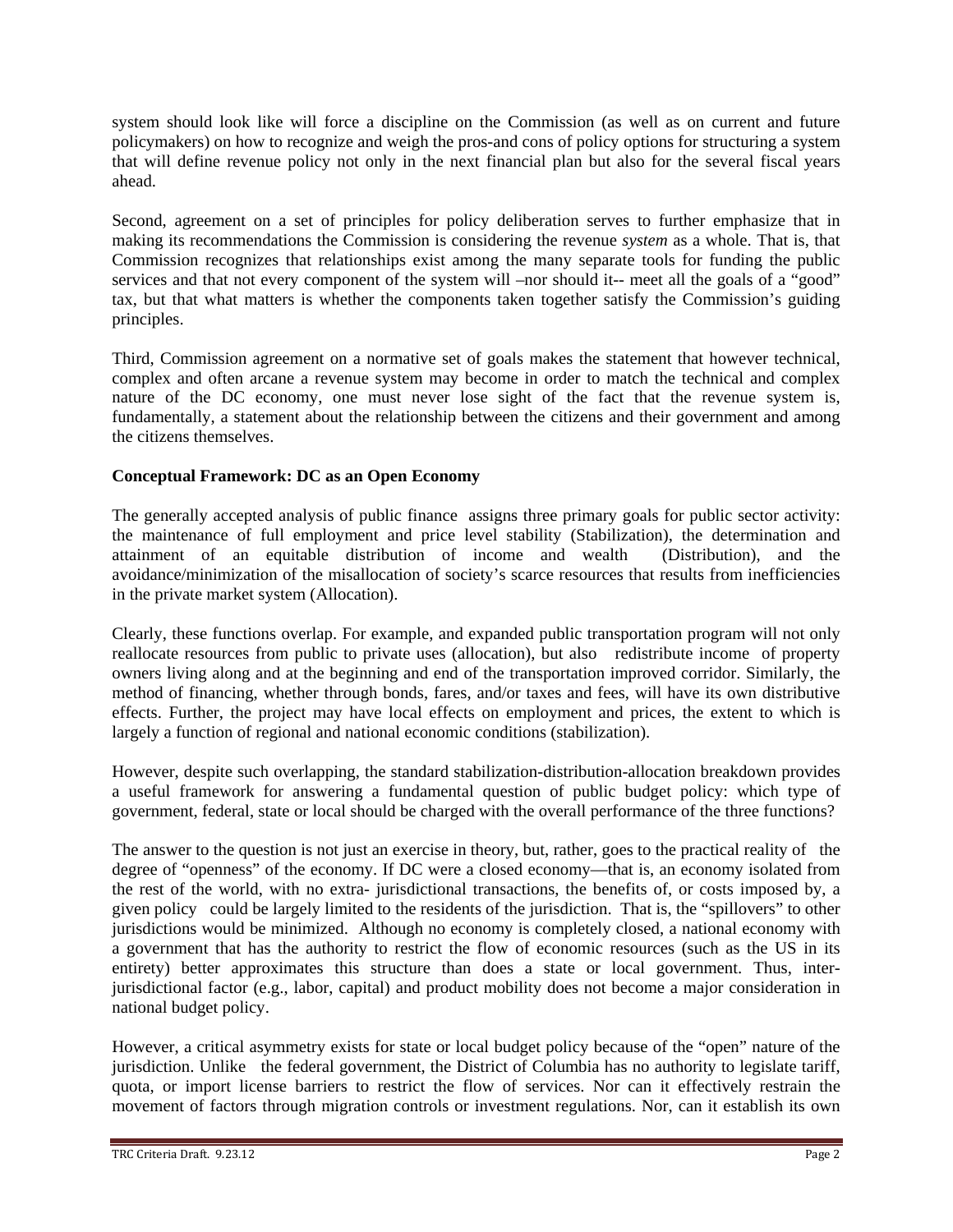system should look like will force a discipline on the Commission (as well as on current and future policymakers) on how to recognize and weigh the pros-and cons of policy options for structuring a system that will define revenue policy not only in the next financial plan but also for the several fiscal years ahead.

Second, agreement on a set of principles for policy deliberation serves to further emphasize that in making its recommendations the Commission is considering the revenue *system* as a whole. That is, that Commission recognizes that relationships exist among the many separate tools for funding the public services and that not every component of the system will –nor should it-- meet all the goals of a "good" tax, but that what matters is whether the components taken together satisfy the Commission's guiding principles.

Third, Commission agreement on a normative set of goals makes the statement that however technical, complex and often arcane a revenue system may become in order to match the technical and complex nature of the DC economy, one must never lose sight of the fact that the revenue system is, fundamentally, a statement about the relationship between the citizens and their government and among the citizens themselves.

**Conceptual Framework: DC as an Open Economy**

The generally accepted analysis of public finance assigns three primary goals for public sector activity: the maintenance of full employment and price level stability (Stabilization), the determination and attainment of an equitable distribution of income and wealth (Distribution), and the avoidance/minimization of the misallocation of society's scarce resources that results from inefficiencies in the private market system (Allocation).

Clearly, these functions overlap. For example, and expanded public transportation program will not only reallocate resources from public to private uses (allocation), but also redistribute income of property owners living along and at the beginning and end of the transportation improved corridor. Similarly, the method of financing, whether through bonds, fares, and/or taxes and fees, will have its own distributive effects. Further, the project may have local effects on employment and prices, the extent to which is largely a function of regional and national economic conditions (stabilization).

However, despite such overlapping, the standard stabilization-distribution-allocation breakdown provides a useful framework for answering a fundamental question of public budget policy: which type of government, federal, state or local should be charged with the overall performance of the three functions?

The answer to the question is not just an exercise in theory, but, rather, goes to the practical reality of the degree of "openness" of the economy. If DC were a closed economy—that is, an economy isolated from the rest of the world, with no extra- jurisdictional transactions, the benefits of, or costs imposed by, a given policy could be largely limited to the residents of the jurisdiction. That is, the "spillovers" to other jurisdictions would be minimized. Although no economy is completely closed, a national economy with a government that has the authority to restrict the flow of economic resources (such as the US in its entirety) better approximates this structure than does a state or local government. Thus, inter-jurisdictional factor (e.g., labor, capital) and product mobility does not become a major consideration in national budget policy.

However, a critical asymmetry exists for state or local budget policy because of the "open" nature of the jurisdiction. Unlike the federal government, the District of Columbia has no authority to legislate tariff, quota, or import license barriers to restrict the flow of services. Nor can it effectively restrain the movement of factors through migration controls or investment regulations. Nor, can it establish its own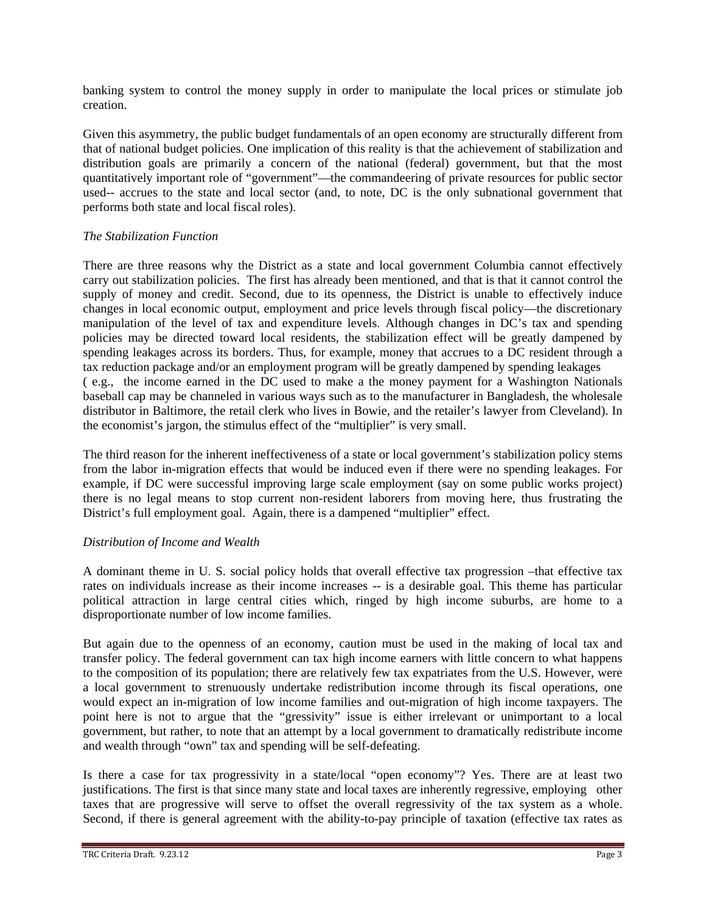banking system to control the money supply in order to manipulate the local prices or stimulate job creation.

Given this asymmetry, the public budget fundamentals of an open economy are structurally different from that of national budget policies. One implication of this reality is that the achievement of stabilization and distribution goals are primarily a concern of the national (federal) government, but that the most quantitatively important role of "government"—the commandeering of private resources for public sector used-- accrues to the state and local sector (and, to note, DC is the only subnational government that performs both state and local fiscal roles).

*The Stabilization Function*

There are three reasons why the District as a state and local government Columbia cannot effectively carry out stabilization policies. The first has already been mentioned, and that is that it cannot control the supply of money and credit. Second, due to its openness, the District is unable to effectively induce changes in local economic output, employment and price levels through fiscal policy—the discretionary manipulation of the level of tax and expenditure levels. Although changes in DC's tax and spending policies may be directed toward local residents, the stabilization effect will be greatly dampened by spending leakages across its borders. Thus, for example, money that accrues to a DC resident through a tax reduction package and/or an employment program will be greatly dampened by spending leakages ( e.g., the income earned in the DC used to make a the money payment for a Washington Nationals baseball cap may be channeled in various ways such as to the manufacturer in Bangladesh, the wholesale distributor in Baltimore, the retail clerk who lives in Bowie, and the retailer's lawyer from Cleveland). In the economist's jargon, the stimulus effect of the "multiplier" is very small.

The third reason for the inherent ineffectiveness of a state or local government's stabilization policy stems from the labor in-migration effects that would be induced even if there were no spending leakages. For example, if DC were successful improving large scale employment (say on some public works project) there is no legal means to stop current non-resident laborers from moving here, thus frustrating the District's full employment goal. Again, there is a dampened "multiplier" effect.

*Distribution of Income and Wealth*

A dominant theme in U. S. social policy holds that overall effective tax progression –that effective tax rates on individuals increase as their income increases -- is a desirable goal. This theme has particular political attraction in large central cities which, ringed by high income suburbs, are home to a disproportionate number of low income families.

But again due to the openness of an economy, caution must be used in the making of local tax and transfer policy. The federal government can tax high income earners with little concern to what happens to the composition of its population; there are relatively few tax expatriates from the U.S. However, were a local government to strenuously undertake redistribution income through its fiscal operations, one would expect an in-migration of low income families and out-migration of high income taxpayers. The point here is not to argue that the "gressivity" issue is either irrelevant or unimportant to a local government, but rather, to note that an attempt by a local government to dramatically redistribute income and wealth through "own" tax and spending will be self-defeating.

Is there a case for tax progressivity in a state/local "open economy"? Yes. There are at least two justifications. The first is that since many state and local taxes are inherently regressive, employing other taxes that are progressive will serve to offset the overall regressivity of the tax system as a whole. Second, if there is general agreement with the ability-to-pay principle of taxation (effective tax rates as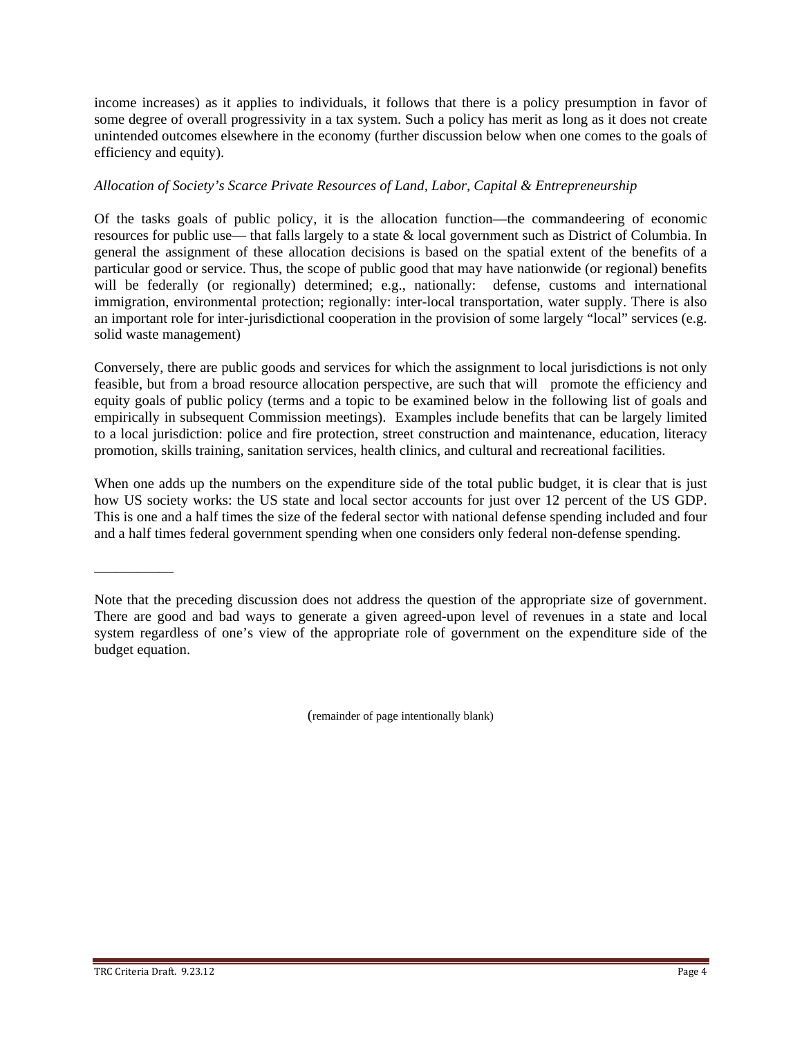income increases) as it applies to individuals, it follows that there is a policy presumption in favor of some degree of overall progressivity in a tax system. Such a policy has merit as long as it does not create unintended outcomes elsewhere in the economy (further discussion below when one comes to the goals of efficiency and equity).

*Allocation of Society's Scarce Private Resources of Land, Labor, Capital & Entrepreneurship*

Of the tasks goals of public policy, it is the allocation function—the commandeering of economic resources for public use— that falls largely to a state & local government such as District of Columbia. In general the assignment of these allocation decisions is based on the spatial extent of the benefits of a particular good or service. Thus, the scope of public good that may have nationwide (or regional) benefits will be federally (or regionally) determined; e.g., nationally: defense, customs and international immigration, environmental protection; regionally: inter-local transportation, water supply. There is also an important role for inter-jurisdictional cooperation in the provision of some largely "local" services (e.g. solid waste management)

Conversely, there are public goods and services for which the assignment to local jurisdictions is not only feasible, but from a broad resource allocation perspective, are such that will promote the efficiency and equity goals of public policy (terms and a topic to be examined below in the following list of goals and empirically in subsequent Commission meetings). Examples include benefits that can be largely limited to a local jurisdiction: police and fire protection, street construction and maintenance, education, literacy promotion, skills training, sanitation services, health clinics, and cultural and recreational facilities.

When one adds up the numbers on the expenditure side of the total public budget, it is clear that is just how US society works: the US state and local sector accounts for just over 12 percent of the US GDP. This is one and a half times the size of the federal sector with national defense spending included and four and a half times federal government spending when one considers only federal non-defense spending.

___________

Note that the preceding discussion does not address the question of the appropriate size of government. There are good and bad ways to generate a given agreed-upon level of revenues in a state and local system regardless of one's view of the appropriate role of government on the expenditure side of the budget equation.

(remainder of page intentionally blank)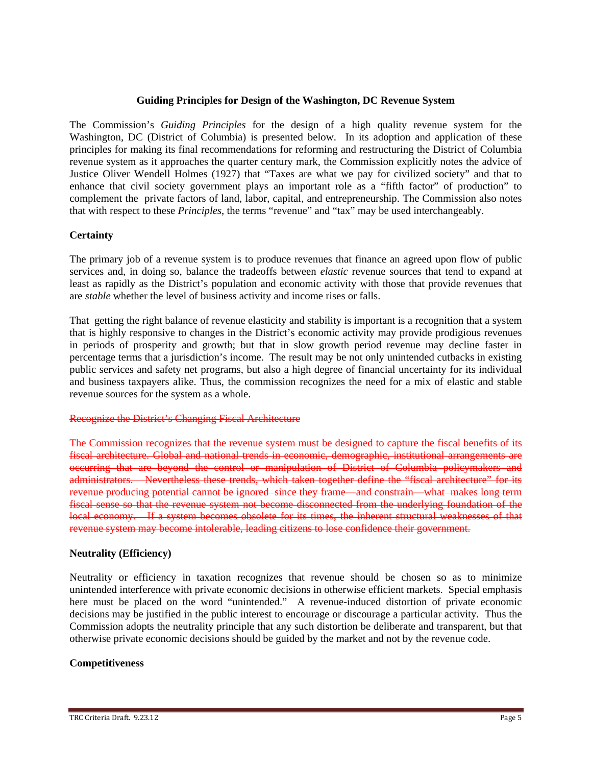**Guiding Principles for Design of the Washington, DC Revenue System**

The Commission's *Guiding Principles* for the design of a high quality revenue system for the Washington, DC (District of Columbia) is presented below. In its adoption and application of these principles for making its final recommendations for reforming and restructuring the District of Columbia revenue system as it approaches the quarter century mark, the Commission explicitly notes the advice of Justice Oliver Wendell Holmes (1927) that "Taxes are what we pay for civilized society" and that to enhance that civil society government plays an important role as a "fifth factor" of production" to complement the private factors of land, labor, capital, and entrepreneurship. The Commission also notes that with respect to these *Principles*, the terms "revenue" and "tax" may be used interchangeably.

**Certainty**

The primary job of a revenue system is to produce revenues that finance an agreed upon flow of public services and, in doing so, balance the tradeoffs between *elastic* revenue sources that tend to expand at least as rapidly as the District's population and economic activity with those that provide revenues that are *stable* whether the level of business activity and income rises or falls.

That getting the right balance of revenue elasticity and stability is important is a recognition that a system that is highly responsive to changes in the District's economic activity may provide prodigious revenues in periods of prosperity and growth; but that in slow growth period revenue may decline faster in percentage terms that a jurisdiction's income. The result may be not only unintended cutbacks in existing public services and safety net programs, but also a high degree of financial uncertainty for its individual and business taxpayers alike. Thus, the commission recognizes the need for a mix of elastic and stable revenue sources for the system as a whole.

~~Recognize the District's Changing Fiscal Architecture~~

~~The Commission recognizes that the revenue system must be designed to capture the fiscal benefits of its fiscal architecture. Global and national trends in economic, demographic, institutional arrangements are occurring that are beyond the control or manipulation of District of Columbia policymakers and administrators. Nevertheless these trends, which taken together define the "fiscal architecture" for its revenue producing potential cannot be ignored since they frame – and constrain – what makes long term fiscal sense so that the revenue system not become disconnected from the underlying foundation of the local economy. If a system becomes obsolete for its times, the inherent structural weaknesses of that revenue system may become intolerable, leading citizens to lose confidence their government.~~

**Neutrality (Efficiency)**

Neutrality or efficiency in taxation recognizes that revenue should be chosen so as to minimize unintended interference with private economic decisions in otherwise efficient markets. Special emphasis here must be placed on the word "unintended." A revenue-induced distortion of private economic decisions may be justified in the public interest to encourage or discourage a particular activity. Thus the Commission adopts the neutrality principle that any such distortion be deliberate and transparent, but that otherwise private economic decisions should be guided by the market and not by the revenue code.

**Competitiveness**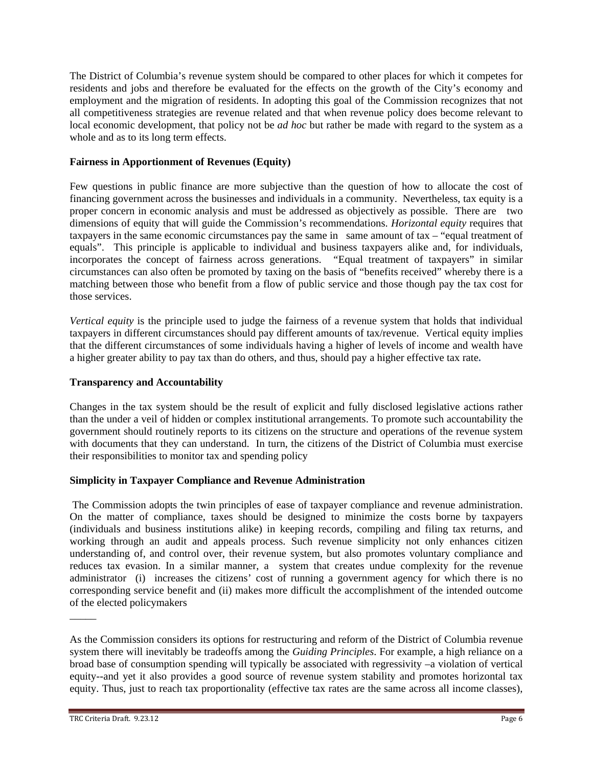The District of Columbia's revenue system should be compared to other places for which it competes for residents and jobs and therefore be evaluated for the effects on the growth of the City's economy and employment and the migration of residents. In adopting this goal of the Commission recognizes that not all competitiveness strategies are revenue related and that when revenue policy does become relevant to local economic development, that policy not be *ad hoc* but rather be made with regard to the system as a whole and as to its long term effects.

**Fairness in Apportionment of Revenues (Equity)**

Few questions in public finance are more subjective than the question of how to allocate the cost of financing government across the businesses and individuals in a community. Nevertheless, tax equity is a proper concern in economic analysis and must be addressed as objectively as possible. There are two dimensions of equity that will guide the Commission's recommendations. *Horizontal equity* requires that taxpayers in the same economic circumstances pay the same in same amount of tax – "equal treatment of equals". This principle is applicable to individual and business taxpayers alike and, for individuals, incorporates the concept of fairness across generations. "Equal treatment of taxpayers" in similar circumstances can also often be promoted by taxing on the basis of "benefits received" whereby there is a matching between those who benefit from a flow of public service and those though pay the tax cost for those services.

*Vertical equity* is the principle used to judge the fairness of a revenue system that holds that individual taxpayers in different circumstances should pay different amounts of tax/revenue. Vertical equity implies that the different circumstances of some individuals having a higher of levels of income and wealth have a higher greater ability to pay tax than do others, and thus, should pay a higher effective tax rate.

**Transparency and Accountability**

Changes in the tax system should be the result of explicit and fully disclosed legislative actions rather than the under a veil of hidden or complex institutional arrangements. To promote such accountability the government should routinely reports to its citizens on the structure and operations of the revenue system with documents that they can understand. In turn, the citizens of the District of Columbia must exercise their responsibilities to monitor tax and spending policy

**Simplicity in Taxpayer Compliance and Revenue Administration**

The Commission adopts the twin principles of ease of taxpayer compliance and revenue administration. On the matter of compliance, taxes should be designed to minimize the costs borne by taxpayers (individuals and business institutions alike) in keeping records, compiling and filing tax returns, and working through an audit and appeals process. Such revenue simplicity not only enhances citizen understanding of, and control over, their revenue system, but also promotes voluntary compliance and reduces tax evasion. In a similar manner, a system that creates undue complexity for the revenue administrator (i) increases the citizens' cost of running a government agency for which there is no corresponding service benefit and (ii) makes more difficult the accomplishment of the intended outcome of the elected policymakers

_____

As the Commission considers its options for restructuring and reform of the District of Columbia revenue system there will inevitably be tradeoffs among the *Guiding Principles*. For example, a high reliance on a broad base of consumption spending will typically be associated with regressivity –a violation of vertical equity--and yet it also provides a good source of revenue system stability and promotes horizontal tax equity. Thus, just to reach tax proportionality (effective tax rates are the same across all income classes),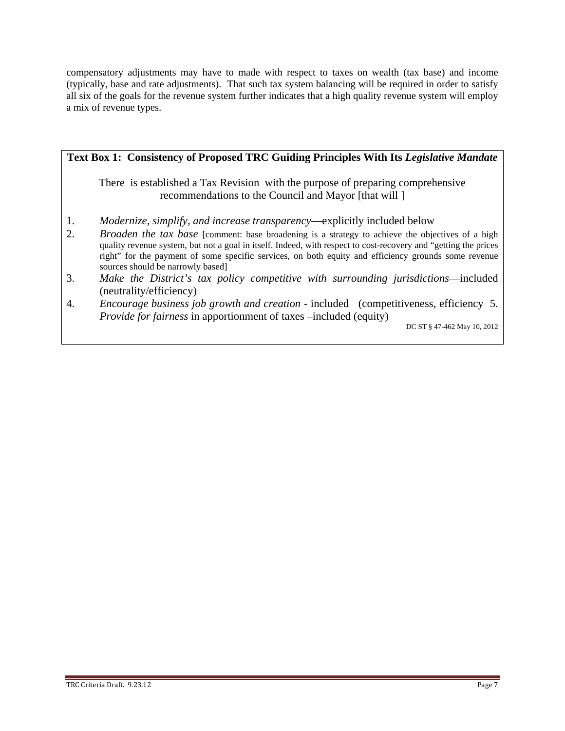compensatory adjustments may have to made with respect to taxes on wealth (tax base) and income (typically, base and rate adjustments). That such tax system balancing will be required in order to satisfy all six of the goals for the revenue system further indicates that a high quality revenue system will employ a mix of revenue types.

**Text Box 1: Consistency of Proposed TRC Guiding Principles With Its *Legislative Mandate***

There is established a Tax Revision with the purpose of preparing comprehensive recommendations to the Council and Mayor [that will ]

1. *Modernize, simplify, and increase transparency*—explicitly included below
2. *Broaden the tax base* [comment: base broadening is a strategy to achieve the objectives of a high quality revenue system, but not a goal in itself. Indeed, with respect to cost-recovery and "getting the prices right" for the payment of some specific services, on both equity and efficiency grounds some revenue sources should be narrowly based]
3. *Make the District's tax policy competitive with surrounding jurisdictions*—included (neutrality/efficiency)
4. *Encourage business job growth and creation* - included (competitiveness, efficiency 5. *Provide for fairness* in apportionment of taxes –included (equity)

DC ST § 47-462 May 10, 2012